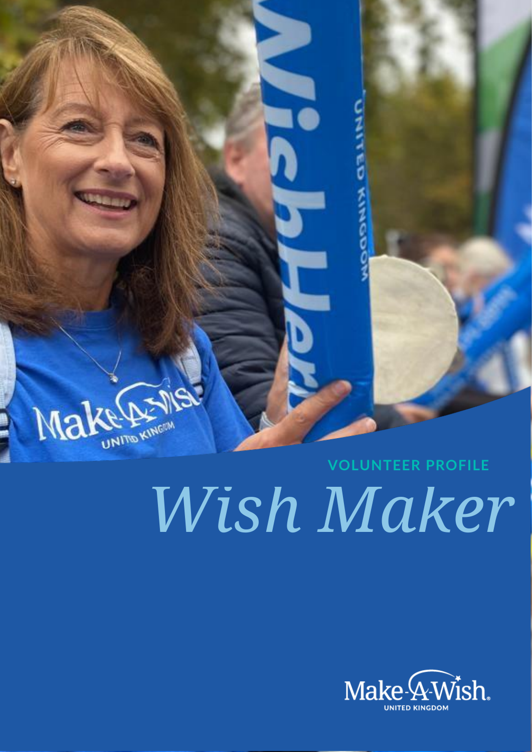VOLUNTEER PROFILE

# *Wish Maker*

Make-A-Wish.
UNITED KINGDOM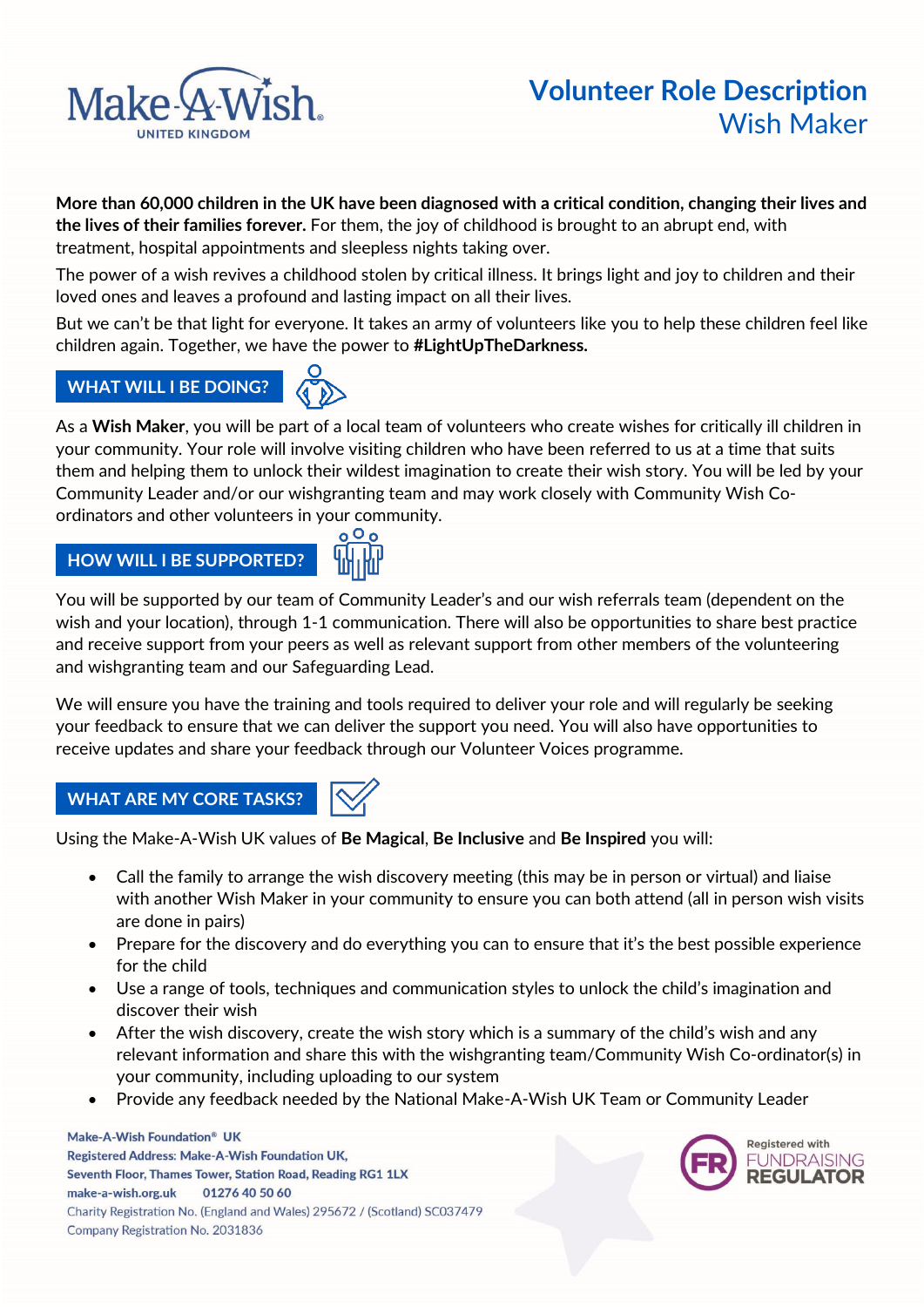# Volunteer Role Description
## Wish Maker

**More than 60,000 children in the UK have been diagnosed with a critical condition, changing their lives and the lives of their families forever.** For them, the joy of childhood is brought to an abrupt end, with treatment, hospital appointments and sleepless nights taking over.

The power of a wish revives a childhood stolen by critical illness. It brings light and joy to children and their loved ones and leaves a profound and lasting impact on all their lives.

But we can't be that light for everyone. It takes an army of volunteers like you to help these children feel like children again. Together, we have the power to **#LightUpTheDarkness.**

## WHAT WILL I BE DOING?

As a **Wish Maker**, you will be part of a local team of volunteers who create wishes for critically ill children in your community. Your role will involve visiting children who have been referred to us at a time that suits them and helping them to unlock their wildest imagination to create their wish story. You will be led by your Community Leader and/or our wishgranting team and may work closely with Community Wish Co-ordinators and other volunteers in your community.

## HOW WILL I BE SUPPORTED?

You will be supported by our team of Community Leader's and our wish referrals team (dependent on the wish and your location), through 1-1 communication. There will also be opportunities to share best practice and receive support from your peers as well as relevant support from other members of the volunteering and wishgranting team and our Safeguarding Lead.

We will ensure you have the training and tools required to deliver your role and will regularly be seeking your feedback to ensure that we can deliver the support you need. You will also have opportunities to receive updates and share your feedback through our Volunteer Voices programme.

## WHAT ARE MY CORE TASKS?

Using the Make-A-Wish UK values of **Be Magical**, **Be Inclusive** and **Be Inspired** you will:

- Call the family to arrange the wish discovery meeting (this may be in person or virtual) and liaise with another Wish Maker in your community to ensure you can both attend (all in person wish visits are done in pairs)
- Prepare for the discovery and do everything you can to ensure that it's the best possible experience for the child
- Use a range of tools, techniques and communication styles to unlock the child's imagination and discover their wish
- After the wish discovery, create the wish story which is a summary of the child's wish and any relevant information and share this with the wishgranting team/Community Wish Co-ordinator(s) in your community, including uploading to our system
- Provide any feedback needed by the National Make-A-Wish UK Team or Community Leader

Make-A-Wish Foundation® UK
Registered Address: Make-A-Wish Foundation UK,
Seventh Floor, Thames Tower, Station Road, Reading RG1 1LX
make-a-wish.org.uk 01276 40 50 60
Charity Registration No. (England and Wales) 295672 / (Scotland) SC037479
Company Registration No. 2031836

Registered with FUNDRAISING REGULATOR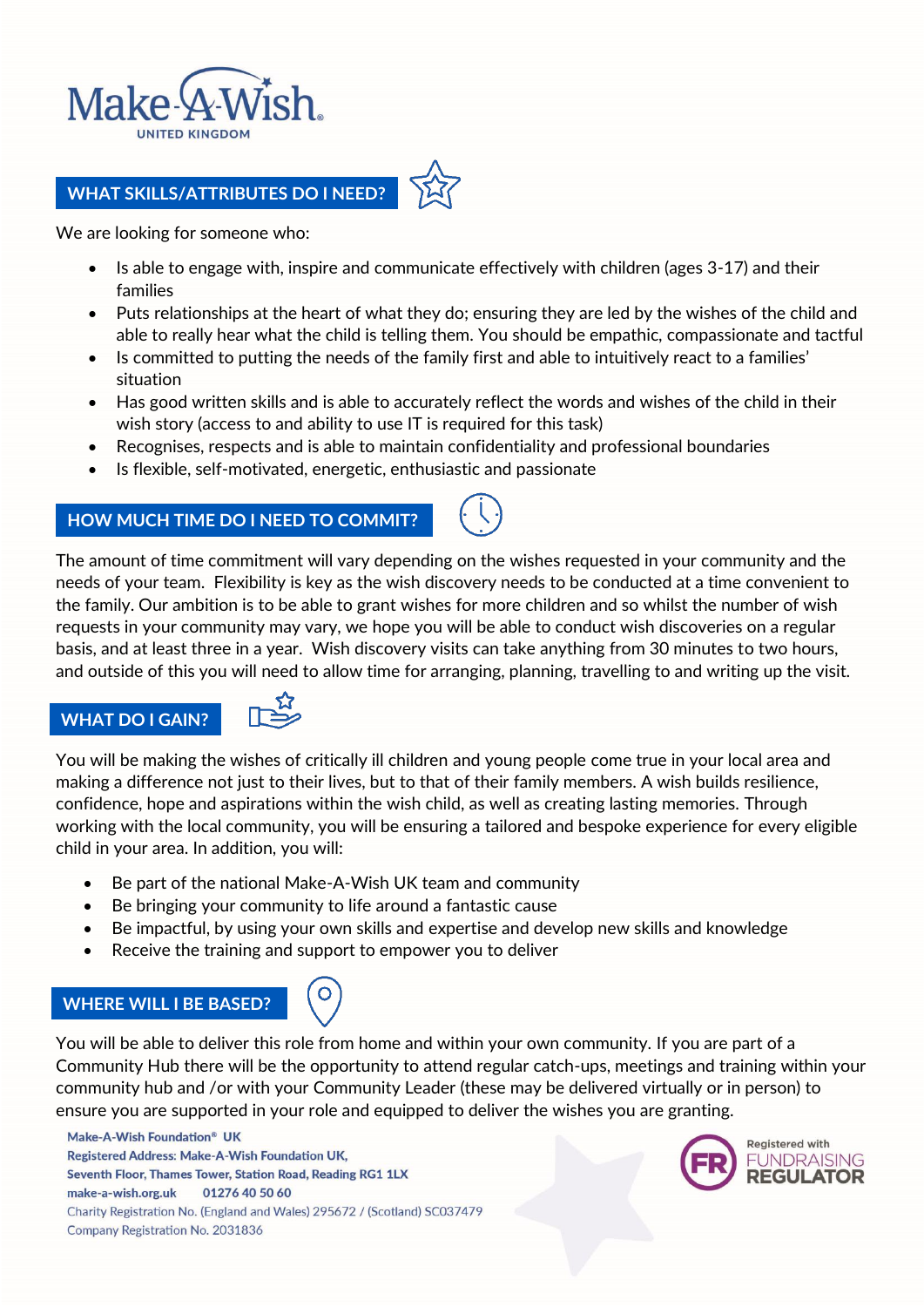## WHAT SKILLS/ATTRIBUTES DO I NEED?

We are looking for someone who:

- Is able to engage with, inspire and communicate effectively with children (ages 3-17) and their families
- Puts relationships at the heart of what they do; ensuring they are led by the wishes of the child and able to really hear what the child is telling them. You should be empathic, compassionate and tactful
- Is committed to putting the needs of the family first and able to intuitively react to a families' situation
- Has good written skills and is able to accurately reflect the words and wishes of the child in their wish story (access to and ability to use IT is required for this task)
- Recognises, respects and is able to maintain confidentiality and professional boundaries
- Is flexible, self-motivated, energetic, enthusiastic and passionate

## HOW MUCH TIME DO I NEED TO COMMIT?

The amount of time commitment will vary depending on the wishes requested in your community and the needs of your team. Flexibility is key as the wish discovery needs to be conducted at a time convenient to the family. Our ambition is to be able to grant wishes for more children and so whilst the number of wish requests in your community may vary, we hope you will be able to conduct wish discoveries on a regular basis, and at least three in a year. Wish discovery visits can take anything from 30 minutes to two hours, and outside of this you will need to allow time for arranging, planning, travelling to and writing up the visit.

## WHAT DO I GAIN?

You will be making the wishes of critically ill children and young people come true in your local area and making a difference not just to their lives, but to that of their family members. A wish builds resilience, confidence, hope and aspirations within the wish child, as well as creating lasting memories. Through working with the local community, you will be ensuring a tailored and bespoke experience for every eligible child in your area. In addition, you will:

- Be part of the national Make-A-Wish UK team and community
- Be bringing your community to life around a fantastic cause
- Be impactful, by using your own skills and expertise and develop new skills and knowledge
- Receive the training and support to empower you to deliver

## WHERE WILL I BE BASED?

You will be able to deliver this role from home and within your own community. If you are part of a Community Hub there will be the opportunity to attend regular catch-ups, meetings and training within your community hub and /or with your Community Leader (these may be delivered virtually or in person) to ensure you are supported in your role and equipped to deliver the wishes you are granting.

**Make-A-Wish Foundation® UK**
**Registered Address: Make-A-Wish Foundation UK,**
**Seventh Floor, Thames Tower, Station Road, Reading RG1 1LX**
**make-a-wish.org.uk 01276 40 50 60**
Charity Registration No. (England and Wales) 295672 / (Scotland) SC037479
Company Registration No. 2031836

Registered with FUNDRAISING REGULATOR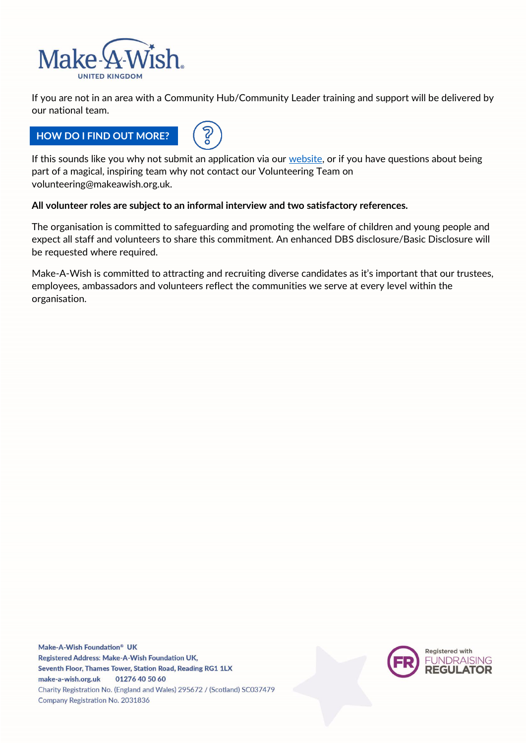If you are not in an area with a Community Hub/Community Leader training and support will be delivered by our national team.

## HOW DO I FIND OUT MORE?

If this sounds like you why not submit an application via our website, or if you have questions about being part of a magical, inspiring team why not contact our Volunteering Team on volunteering@makeawish.org.uk.

**All volunteer roles are subject to an informal interview and two satisfactory references.**

The organisation is committed to safeguarding and promoting the welfare of children and young people and expect all staff and volunteers to share this commitment. An enhanced DBS disclosure/Basic Disclosure will be requested where required.

Make-A-Wish is committed to attracting and recruiting diverse candidates as it's important that our trustees, employees, ambassadors and volunteers reflect the communities we serve at every level within the organisation.

**Make-A-Wish Foundation® UK**
**Registered Address: Make-A-Wish Foundation UK,**
**Seventh Floor, Thames Tower, Station Road, Reading RG1 1LX**
**make-a-wish.org.uk 01276 40 50 60**
Charity Registration No. (England and Wales) 295672 / (Scotland) SC037479
Company Registration No. 2031836

Registered with FUNDRAISING REGULATOR